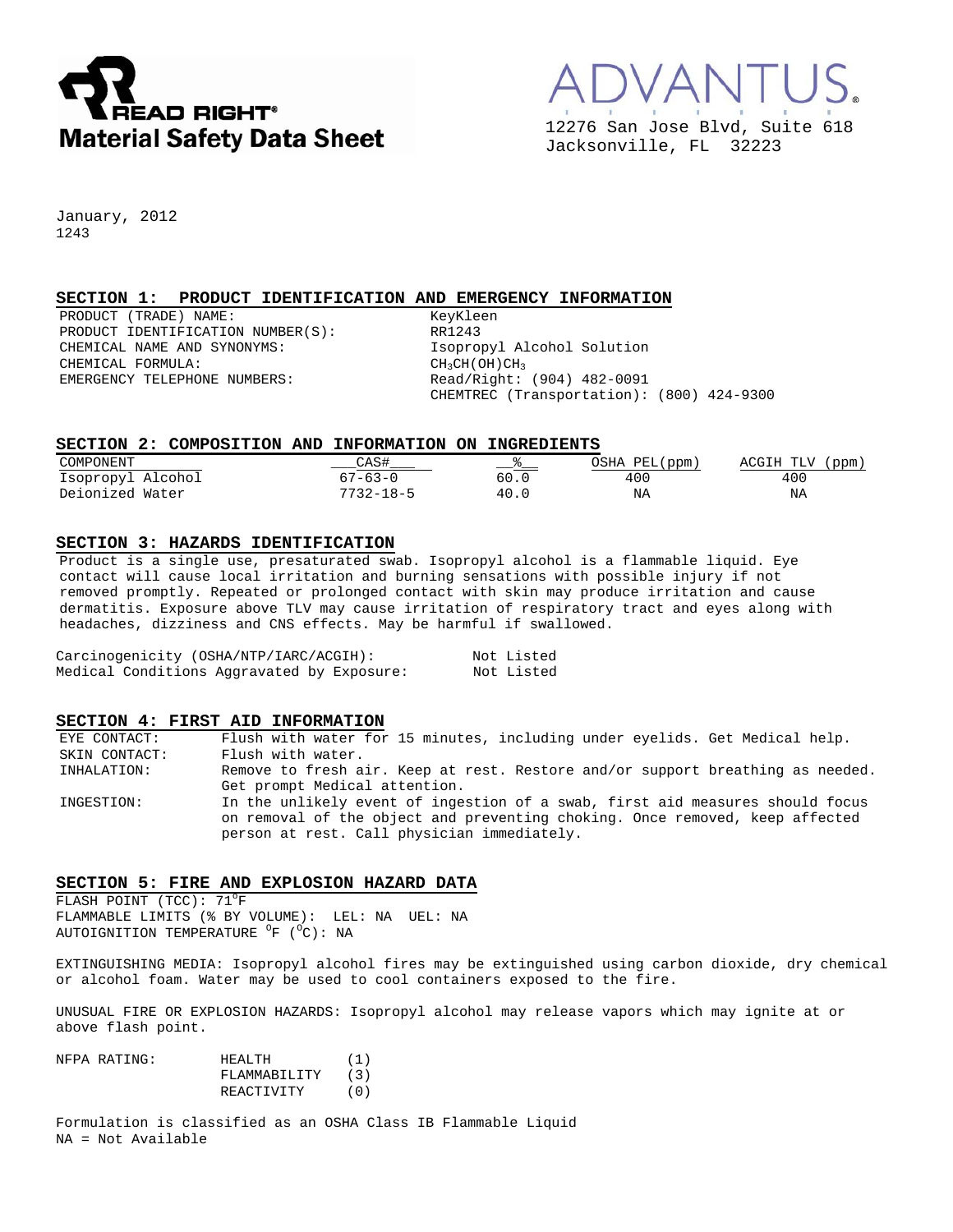**READ RIGHT®**
**Material Safety Data Sheet**

ADVANTUS®
12276 San Jose Blvd, Suite 618
Jacksonville, FL 32223

January, 2012
1243

## SECTION 1: PRODUCT IDENTIFICATION AND EMERGENCY INFORMATION

| | |
|---|---|
| PRODUCT (TRADE) NAME: | KeyKleen |
| PRODUCT IDENTIFICATION NUMBER(S): | RR1243 |
| CHEMICAL NAME AND SYNONYMS: | Isopropyl Alcohol Solution |
| CHEMICAL FORMULA: | $CH_3CH(OH)CH_3$ |
| EMERGENCY TELEPHONE NUMBERS: | Read/Right: (904) 482-0091 |
| | CHEMTREC (Transportation): (800) 424-9300 |

## SECTION 2: COMPOSITION AND INFORMATION ON INGREDIENTS

| COMPONENT | CAS# | % | OSHA PEL(ppm) | ACGIH TLV (ppm) |
|---|---|---|---|---|
| Isopropyl Alcohol | 67-63-0 | 60.0 | 400 | 400 |
| Deionized Water | 7732-18-5 | 40.0 | NA | NA |

## SECTION 3: HAZARDS IDENTIFICATION

Product is a single use, presaturated swab. Isopropyl alcohol is a flammable liquid. Eye contact will cause local irritation and burning sensations with possible injury if not removed promptly. Repeated or prolonged contact with skin may produce irritation and cause dermatitis. Exposure above TLV may cause irritation of respiratory tract and eyes along with headaches, dizziness and CNS effects. May be harmful if swallowed.

| | |
|---|---|
| Carcinogenicity (OSHA/NTP/IARC/ACGIH): | Not Listed |
| Medical Conditions Aggravated by Exposure: | Not Listed |

## SECTION 4: FIRST AID INFORMATION

| | |
|---|---|
| EYE CONTACT: | Flush with water for 15 minutes, including under eyelids. Get Medical help. |
| SKIN CONTACT: | Flush with water. |
| INHALATION: | Remove to fresh air. Keep at rest. Restore and/or support breathing as needed. Get prompt Medical attention. |
| INGESTION: | In the unlikely event of ingestion of a swab, first aid measures should focus on removal of the object and preventing choking. Once removed, keep affected person at rest. Call physician immediately. |

## SECTION 5: FIRE AND EXPLOSION HAZARD DATA

FLASH POINT (TCC): 71$^{o}$F
FLAMMABLE LIMITS (% BY VOLUME): LEL: NA UEL: NA
AUTOIGNITION TEMPERATURE $^{o}$F ($^{o}$C): NA

EXTINGUISHING MEDIA: Isopropyl alcohol fires may be extinguished using carbon dioxide, dry chemical or alcohol foam. Water may be used to cool containers exposed to the fire.

UNUSUAL FIRE OR EXPLOSION HAZARDS: Isopropyl alcohol may release vapors which may ignite at or above flash point.

| NFPA RATING: | | |
|---|---|---|
| | HEALTH | (1) |
| | FLAMMABILITY | (3) |
| | REACTIVITY | (0) |

Formulation is classified as an OSHA Class IB Flammable Liquid
NA = Not Available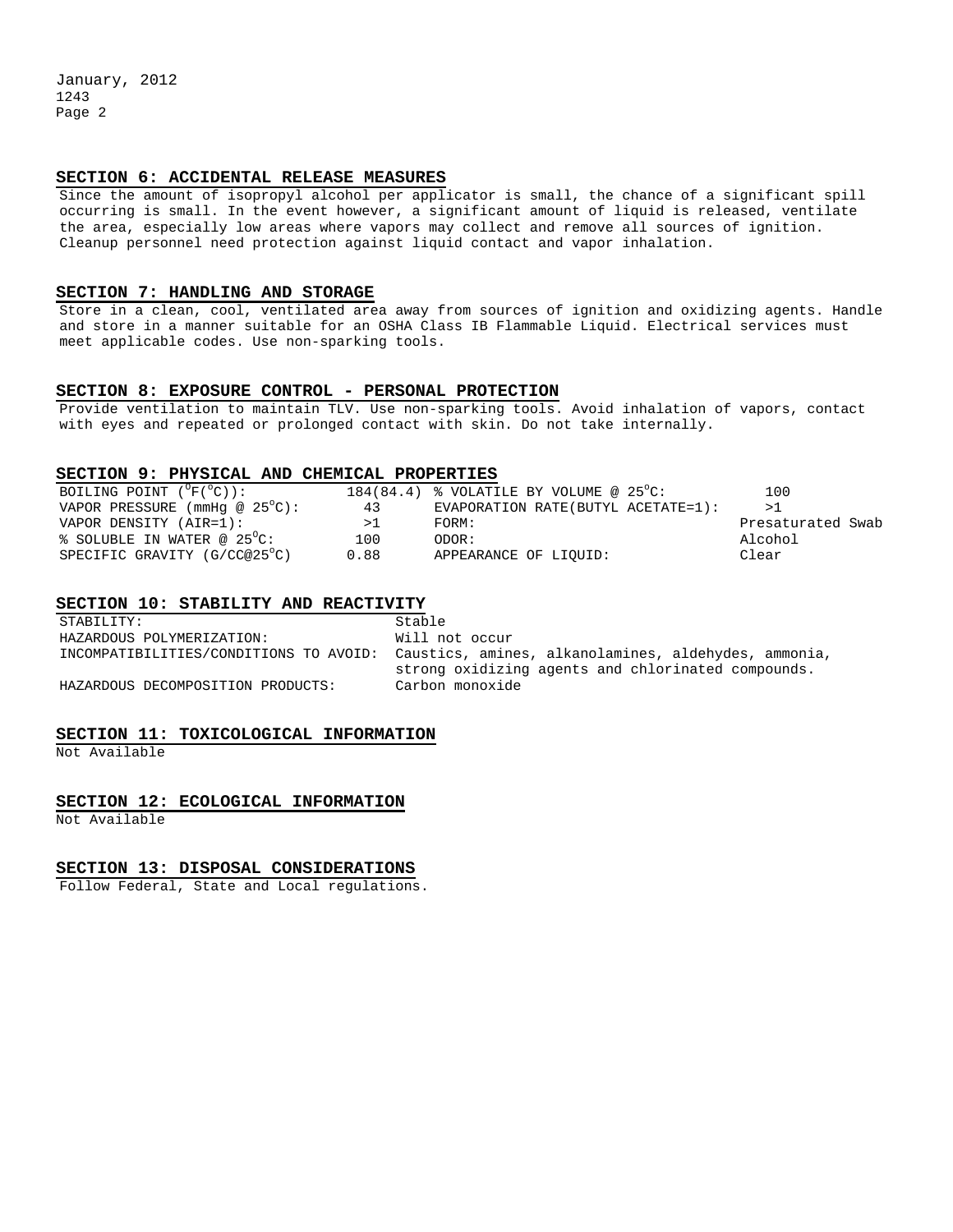## SECTION 6: ACCIDENTAL RELEASE MEASURES

Since the amount of isopropyl alcohol per applicator is small, the chance of a significant spill occurring is small. In the event however, a significant amount of liquid is released, ventilate the area, especially low areas where vapors may collect and remove all sources of ignition. Cleanup personnel need protection against liquid contact and vapor inhalation.

## SECTION 7: HANDLING AND STORAGE

Store in a clean, cool, ventilated area away from sources of ignition and oxidizing agents. Handle and store in a manner suitable for an OSHA Class IB Flammable Liquid. Electrical services must meet applicable codes. Use non-sparking tools.

## SECTION 8: EXPOSURE CONTROL - PERSONAL PROTECTION

Provide ventilation to maintain TLV. Use non-sparking tools. Avoid inhalation of vapors, contact with eyes and repeated or prolonged contact with skin. Do not take internally.

## SECTION 9: PHYSICAL AND CHEMICAL PROPERTIES

| | | | |
|---|---|---|---|
| BOILING POINT ($^{o}$F($^{o}$C)): | 184(84.4) | % VOLATILE BY VOLUME @ 25$^{o}$C: | 100 |
| VAPOR PRESSURE (mmHg @ 25$^{o}$C): | 43 | EVAPORATION RATE(BUTYL ACETATE=1): | >1 |
| VAPOR DENSITY (AIR=1): | >1 | FORM: | Presaturated Swab |
| % SOLUBLE IN WATER @ 25$^{o}$C: | 100 | ODOR: | Alcohol |
| SPECIFIC GRAVITY (G/CC@25$^{o}$C) | 0.88 | APPEARANCE OF LIQUID: | Clear |

## SECTION 10: STABILITY AND REACTIVITY

| | |
|---|---|
| STABILITY: | Stable |
| HAZARDOUS POLYMERIZATION: | Will not occur |
| INCOMPATIBILITIES/CONDITIONS TO AVOID: | Caustics, amines, alkanolamines, aldehydes, ammonia, strong oxidizing agents and chlorinated compounds. |
| HAZARDOUS DECOMPOSITION PRODUCTS: | Carbon monoxide |

## SECTION 11: TOXICOLOGICAL INFORMATION

Not Available

## SECTION 12: ECOLOGICAL INFORMATION

Not Available

## SECTION 13: DISPOSAL CONSIDERATIONS

Follow Federal, State and Local regulations.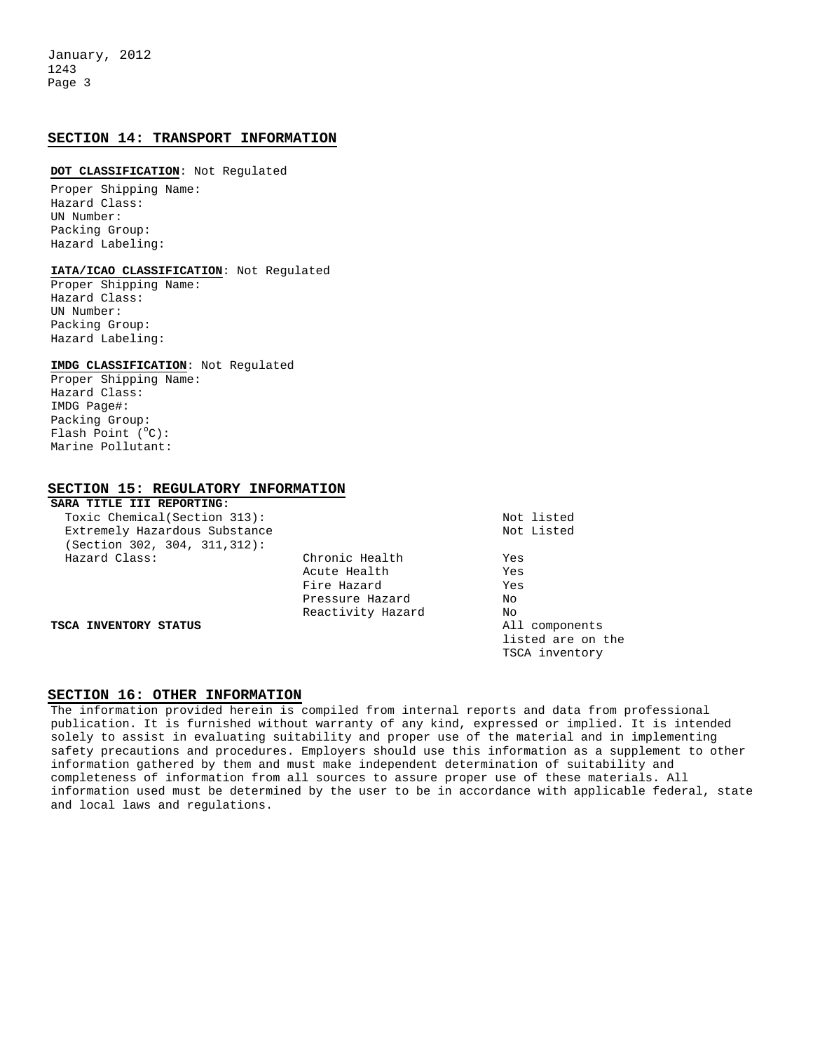## SECTION 14: TRANSPORT INFORMATION

**DOT CLASSIFICATION**: Not Regulated

Proper Shipping Name:
Hazard Class:
UN Number:
Packing Group:
Hazard Labeling:

**IATA/ICAO CLASSIFICATION**: Not Regulated

Proper Shipping Name:
Hazard Class:
UN Number:
Packing Group:
Hazard Labeling:

**IMDG CLASSIFICATION**: Not Regulated

Proper Shipping Name:
Hazard Class:
IMDG Page#:
Packing Group:
Flash Point ($^{o}$C):
Marine Pollutant:

## SECTION 15: REGULATORY INFORMATION

**SARA TITLE III REPORTING:**

| | | |
|---|---|---|
| Toxic Chemical(Section 313): | | Not listed |
| Extremely Hazardous Substance (Section 302, 304, 311,312): | | Not Listed |
| Hazard Class: | Chronic Health | Yes |
| | Acute Health | Yes |
| | Fire Hazard | Yes |
| | Pressure Hazard | No |
| | Reactivity Hazard | No |
| **TSCA INVENTORY STATUS** | | All components listed are on the TSCA inventory |

## SECTION 16: OTHER INFORMATION

The information provided herein is compiled from internal reports and data from professional publication. It is furnished without warranty of any kind, expressed or implied. It is intended solely to assist in evaluating suitability and proper use of the material and in implementing safety precautions and procedures. Employers should use this information as a supplement to other information gathered by them and must make independent determination of suitability and completeness of information from all sources to assure proper use of these materials. All information used must be determined by the user to be in accordance with applicable federal, state and local laws and regulations.